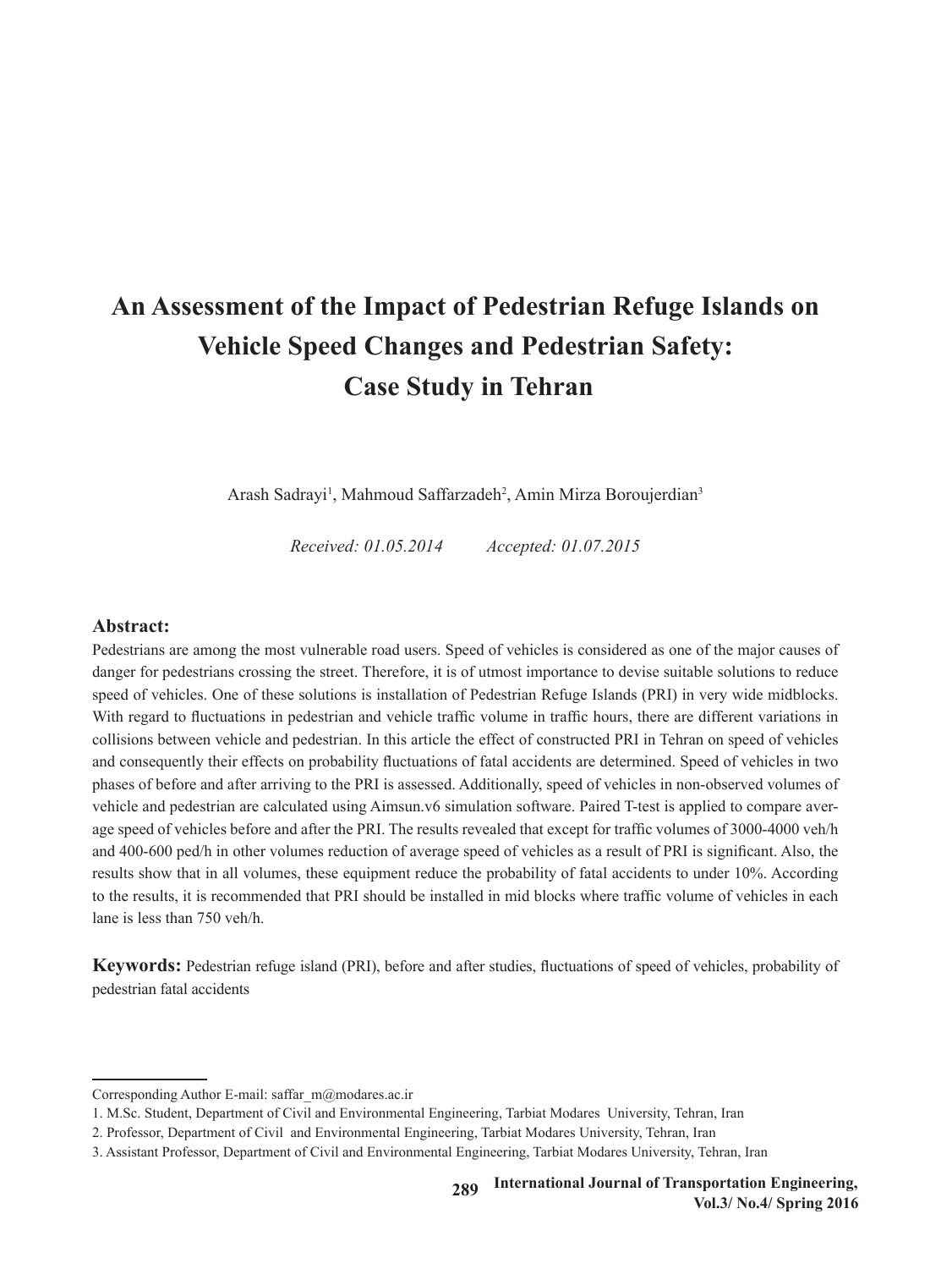# An Assessment of the Impact of Pedestrian Refuge Islands on Vehicle Speed Changes and Pedestrian Safety: Case Study in Tehran

Arash Sadrayi[1], Mahmoud Saffarzadeh[2], Amin Mirza Boroujerdian[3]

*Received: 01.05.2014* *Accepted: 01.07.2015*

## Abstract:

Pedestrians are among the most vulnerable road users. Speed of vehicles is considered as one of the major causes of danger for pedestrians crossing the street. Therefore, it is of utmost importance to devise suitable solutions to reduce speed of vehicles. One of these solutions is installation of Pedestrian Refuge Islands (PRI) in very wide midblocks. With regard to fluctuations in pedestrian and vehicle traffic volume in traffic hours, there are different variations in collisions between vehicle and pedestrian. In this article the effect of constructed PRI in Tehran on speed of vehicles and consequently their effects on probability fluctuations of fatal accidents are determined. Speed of vehicles in two phases of before and after arriving to the PRI is assessed. Additionally, speed of vehicles in non-observed volumes of vehicle and pedestrian are calculated using Aimsun.v6 simulation software. Paired T-test is applied to compare average speed of vehicles before and after the PRI. The results revealed that except for traffic volumes of 3000-4000 veh/h and 400-600 ped/h in other volumes reduction of average speed of vehicles as a result of PRI is significant. Also, the results show that in all volumes, these equipment reduce the probability of fatal accidents to under 10%. According to the results, it is recommended that PRI should be installed in mid blocks where traffic volume of vehicles in each lane is less than 750 veh/h.

**Keywords:** Pedestrian refuge island (PRI), before and after studies, fluctuations of speed of vehicles, probability of pedestrian fatal accidents

---

Corresponding Author E-mail: saffar_m@modares.ac.ir

1. M.Sc. Student, Department of Civil and Environmental Engineering, Tarbiat Modares University, Tehran, Iran
2. Professor, Department of Civil and Environmental Engineering, Tarbiat Modares University, Tehran, Iran
3. Assistant Professor, Department of Civil and Environmental Engineering, Tarbiat Modares University, Tehran, Iran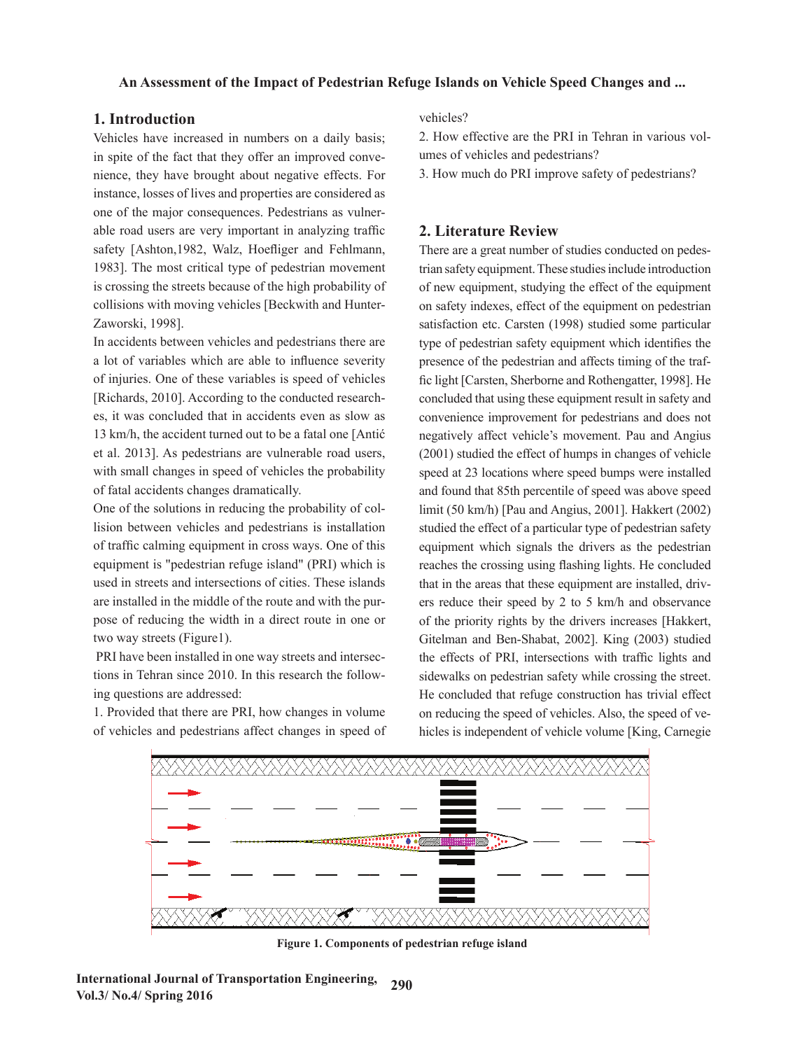## 1. Introduction

Vehicles have increased in numbers on a daily basis; in spite of the fact that they offer an improved convenience, they have brought about negative effects. For instance, losses of lives and properties are considered as one of the major consequences. Pedestrians as vulnerable road users are very important in analyzing traffic safety [Ashton,1982, Walz, Hoefliger and Fehlmann, 1983]. The most critical type of pedestrian movement is crossing the streets because of the high probability of collisions with moving vehicles [Beckwith and Hunter-Zaworski, 1998].

In accidents between vehicles and pedestrians there are a lot of variables which are able to influence severity of injuries. One of these variables is speed of vehicles [Richards, 2010]. According to the conducted researches, it was concluded that in accidents even as slow as 13 km/h, the accident turned out to be a fatal one [Antić et al. 2013]. As pedestrians are vulnerable road users, with small changes in speed of vehicles the probability of fatal accidents changes dramatically.

One of the solutions in reducing the probability of collision between vehicles and pedestrians is installation of traffic calming equipment in cross ways. One of this equipment is "pedestrian refuge island" (PRI) which is used in streets and intersections of cities. These islands are installed in the middle of the route and with the purpose of reducing the width in a direct route in one or two way streets (Figure1).

PRI have been installed in one way streets and intersections in Tehran since 2010. In this research the following questions are addressed:

1. Provided that there are PRI, how changes in volume of vehicles and pedestrians affect changes in speed of vehicles?
2. How effective are the PRI in Tehran in various volumes of vehicles and pedestrians?
3. How much do PRI improve safety of pedestrians?

## 2. Literature Review

There are a great number of studies conducted on pedestrian safety equipment. These studies include introduction of new equipment, studying the effect of the equipment on safety indexes, effect of the equipment on pedestrian satisfaction etc. Carsten (1998) studied some particular type of pedestrian safety equipment which identifies the presence of the pedestrian and affects timing of the traffic light [Carsten, Sherborne and Rothengatter, 1998]. He concluded that using these equipment result in safety and convenience improvement for pedestrians and does not negatively affect vehicle's movement. Pau and Angius (2001) studied the effect of humps in changes of vehicle speed at 23 locations where speed bumps were installed and found that 85th percentile of speed was above speed limit (50 km/h) [Pau and Angius, 2001]. Hakkert (2002) studied the effect of a particular type of pedestrian safety equipment which signals the drivers as the pedestrian reaches the crossing using flashing lights. He concluded that in the areas that these equipment are installed, drivers reduce their speed by 2 to 5 km/h and observance of the priority rights by the drivers increases [Hakkert, Gitelman and Ben-Shabat, 2002]. King (2003) studied the effects of PRI, intersections with traffic lights and sidewalks on pedestrian safety while crossing the street. He concluded that refuge construction has trivial effect on reducing the speed of vehicles. Also, the speed of vehicles is independent of vehicle volume [King, Carnegie

**Figure 1. Components of pedestrian refuge island**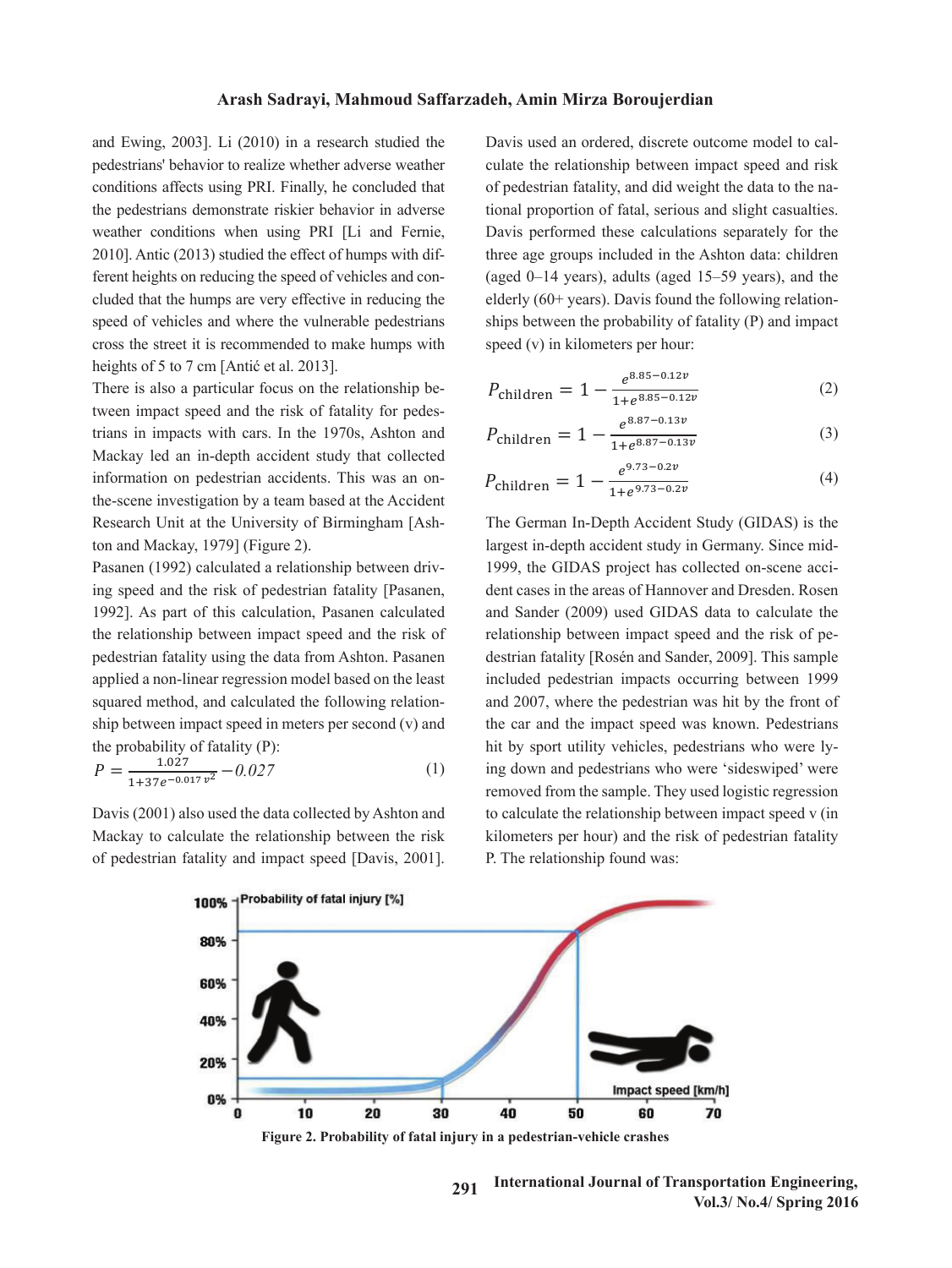and Ewing, 2003]. Li (2010) in a research studied the pedestrians' behavior to realize whether adverse weather conditions affects using PRI. Finally, he concluded that the pedestrians demonstrate riskier behavior in adverse weather conditions when using PRI [Li and Fernie, 2010]. Antic (2013) studied the effect of humps with different heights on reducing the speed of vehicles and concluded that the humps are very effective in reducing the speed of vehicles and where the vulnerable pedestrians cross the street it is recommended to make humps with heights of 5 to 7 cm [Antić et al. 2013].

There is also a particular focus on the relationship between impact speed and the risk of fatality for pedestrians in impacts with cars. In the 1970s, Ashton and Mackay led an in-depth accident study that collected information on pedestrian accidents. This was an on-the-scene investigation by a team based at the Accident Research Unit at the University of Birmingham [Ashton and Mackay, 1979] (Figure 2).

Pasanen (1992) calculated a relationship between driving speed and the risk of pedestrian fatality [Pasanen, 1992]. As part of this calculation, Pasanen calculated the relationship between impact speed and the risk of pedestrian fatality using the data from Ashton. Pasanen applied a non-linear regression model based on the least squared method, and calculated the following relationship between impact speed in meters per second (v) and the probability of fatality (P):

$$P = \frac{1.027}{1+37e^{-0.017\,v^2}} - 0.027 \tag{1}$$

Davis (2001) also used the data collected by Ashton and Mackay to calculate the relationship between the risk of pedestrian fatality and impact speed [Davis, 2001]. Davis used an ordered, discrete outcome model to calculate the relationship between impact speed and risk of pedestrian fatality, and did weight the data to the national proportion of fatal, serious and slight casualties. Davis performed these calculations separately for the three age groups included in the Ashton data: children (aged 0–14 years), adults (aged 15–59 years), and the elderly (60+ years). Davis found the following relationships between the probability of fatality (P) and impact speed (v) in kilometers per hour:

$$P_{\text{children}} = 1 - \frac{e^{8.85-0.12v}}{1+e^{8.85-0.12v}} \tag{2}$$

$$P_{\text{children}} = 1 - \frac{e^{8.87-0.13v}}{1+e^{8.87-0.13v}} \tag{3}$$

$$P_{\text{children}} = 1 - \frac{e^{9.73-0.2v}}{1+e^{9.73-0.2v}} \tag{4}$$

The German In-Depth Accident Study (GIDAS) is the largest in-depth accident study in Germany. Since mid-1999, the GIDAS project has collected on-scene accident cases in the areas of Hannover and Dresden. Rosen and Sander (2009) used GIDAS data to calculate the relationship between impact speed and the risk of pedestrian fatality [Rosén and Sander, 2009]. This sample included pedestrian impacts occurring between 1999 and 2007, where the pedestrian was hit by the front of the car and the impact speed was known. Pedestrians hit by sport utility vehicles, pedestrians who were lying down and pedestrians who were 'sideswiped' were removed from the sample. They used logistic regression to calculate the relationship between impact speed v (in kilometers per hour) and the risk of pedestrian fatality P. The relationship found was:

**Figure 2. Probability of fatal injury in a pedestrian-vehicle crashes**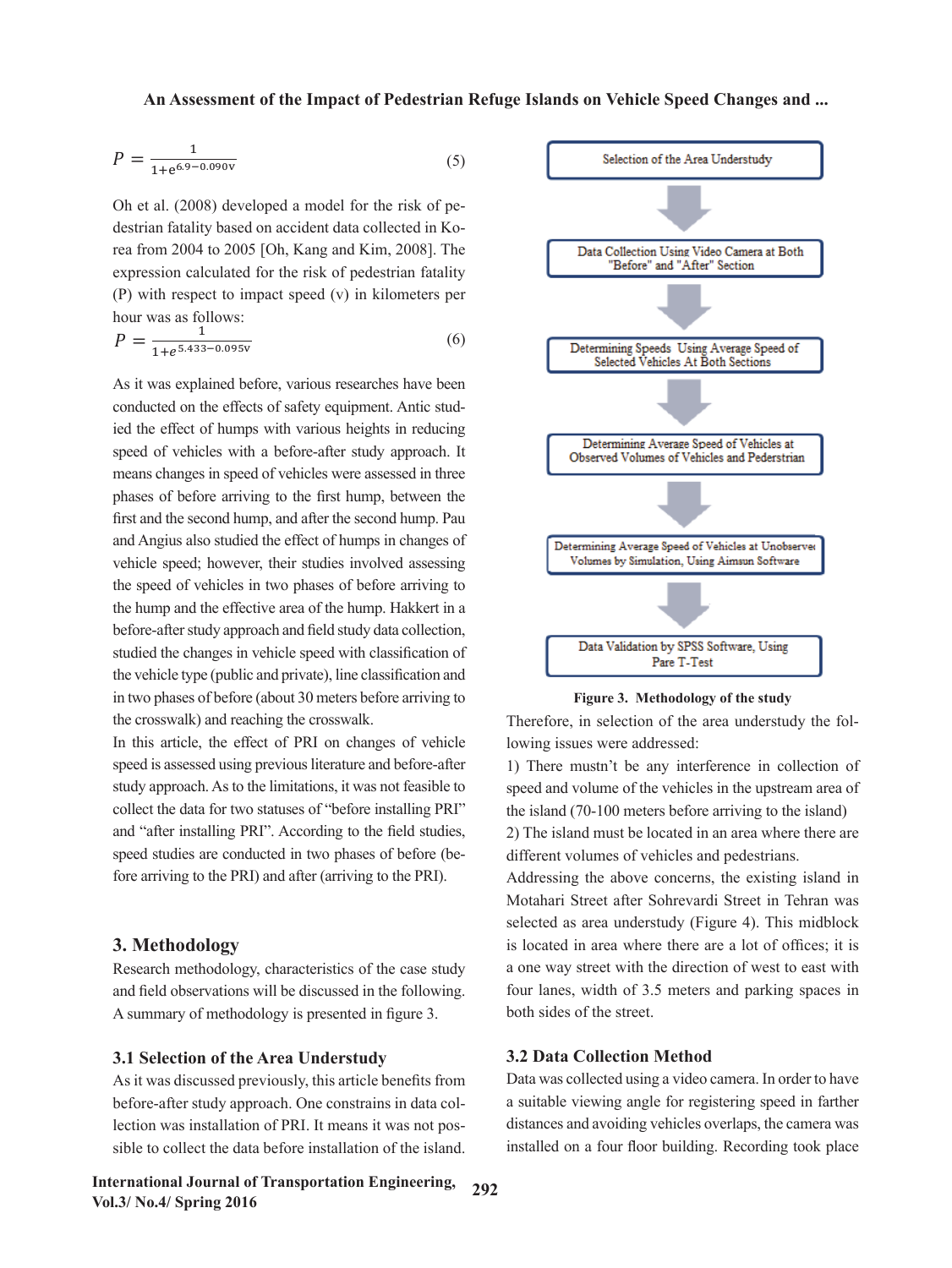$$P = \frac{1}{1+e^{6.9-0.090v}} \tag{5}$$

Oh et al. (2008) developed a model for the risk of pedestrian fatality based on accident data collected in Korea from 2004 to 2005 [Oh, Kang and Kim, 2008]. The expression calculated for the risk of pedestrian fatality (P) with respect to impact speed (v) in kilometers per hour was as follows:

$$P = \frac{1}{1+e^{5.433-0.095v}} \tag{6}$$

As it was explained before, various researches have been conducted on the effects of safety equipment. Antic studied the effect of humps with various heights in reducing speed of vehicles with a before-after study approach. It means changes in speed of vehicles were assessed in three phases of before arriving to the first hump, between the first and the second hump, and after the second hump. Pau and Angius also studied the effect of humps in changes of vehicle speed; however, their studies involved assessing the speed of vehicles in two phases of before arriving to the hump and the effective area of the hump. Hakkert in a before-after study approach and field study data collection, studied the changes in vehicle speed with classification of the vehicle type (public and private), line classification and in two phases of before (about 30 meters before arriving to the crosswalk) and reaching the crosswalk.

In this article, the effect of PRI on changes of vehicle speed is assessed using previous literature and before-after study approach. As to the limitations, it was not feasible to collect the data for two statuses of "before installing PRI" and "after installing PRI". According to the field studies, speed studies are conducted in two phases of before (before arriving to the PRI) and after (arriving to the PRI).

## 3. Methodology

Research methodology, characteristics of the case study and field observations will be discussed in the following. A summary of methodology is presented in figure 3.

### 3.1 Selection of the Area Understudy

As it was discussed previously, this article benefits from before-after study approach. One constrains in data collection was installation of PRI. It means it was not possible to collect the data before installation of the island.

Selection of the Area Understudy

↓

Data Collection Using Video Camera at Both "Before" and "After" Section

↓

Determining Speeds Using Average Speed of Selected Vehicles At Both Sections

↓

Determining Average Speed of Vehicles at Observed Volumes of Vehicles and Pederstrian

↓

Determining Average Speed of Vehicles at Unobserved Volumes by Simulation, Using Aimsun Software

↓

Data Validation by SPSS Software, Using Pare T-Test

**Figure 3. Methodology of the study**

Therefore, in selection of the area understudy the following issues were addressed:

1) There mustn't be any interference in collection of speed and volume of the vehicles in the upstream area of the island (70-100 meters before arriving to the island)

2) The island must be located in an area where there are different volumes of vehicles and pedestrians.

Addressing the above concerns, the existing island in Motahari Street after Sohrevardi Street in Tehran was selected as area understudy (Figure 4). This midblock is located in area where there are a lot of offices; it is a one way street with the direction of west to east with four lanes, width of 3.5 meters and parking spaces in both sides of the street.

### 3.2 Data Collection Method

Data was collected using a video camera. In order to have a suitable viewing angle for registering speed in farther distances and avoiding vehicles overlaps, the camera was installed on a four floor building. Recording took place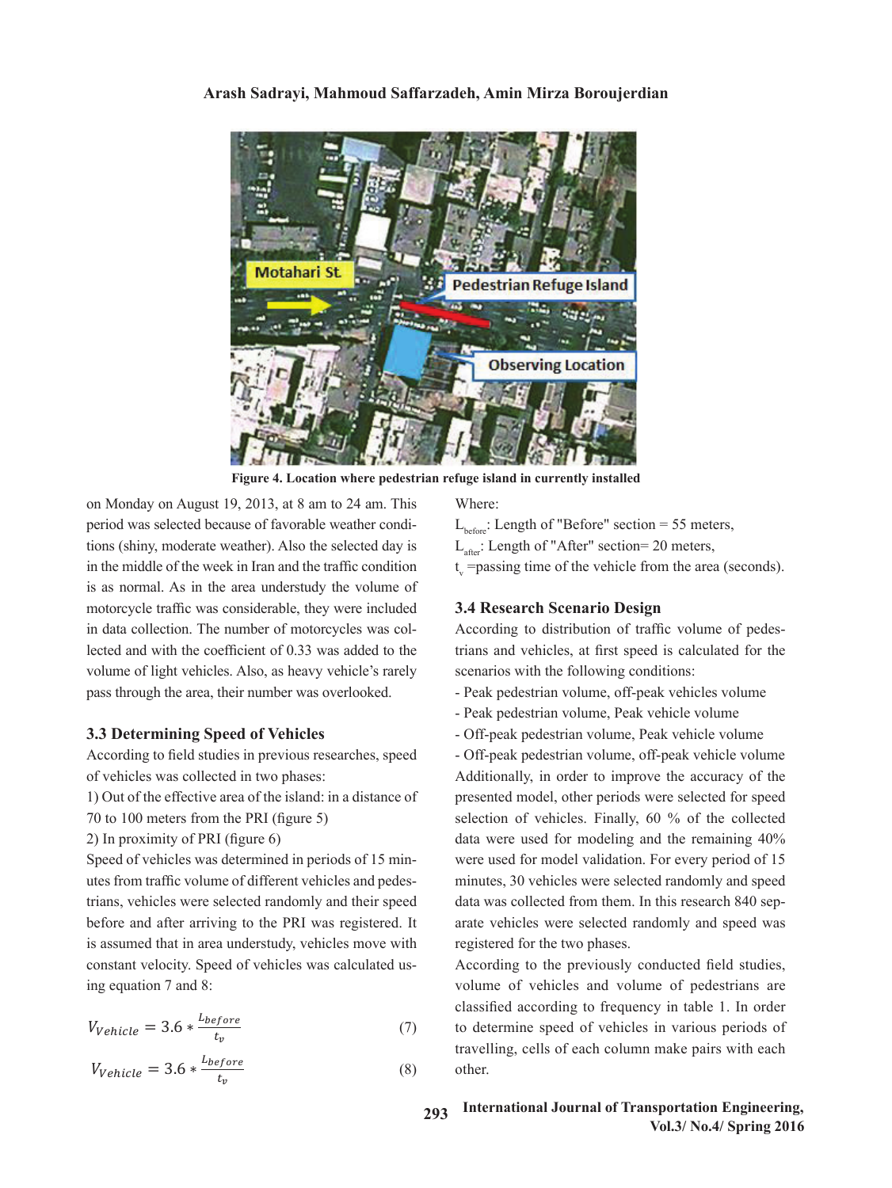Figure 4. Location where pedestrian refuge island in currently installed

on Monday on August 19, 2013, at 8 am to 24 am. This period was selected because of favorable weather conditions (shiny, moderate weather). Also the selected day is in the middle of the week in Iran and the traffic condition is as normal. As in the area understudy the volume of motorcycle traffic was considerable, they were included in data collection. The number of motorcycles was collected and with the coefficient of 0.33 was added to the volume of light vehicles. Also, as heavy vehicle's rarely pass through the area, their number was overlooked.

### 3.3 Determining Speed of Vehicles

According to field studies in previous researches, speed of vehicles was collected in two phases:

1) Out of the effective area of the island: in a distance of 70 to 100 meters from the PRI (figure 5)

2) In proximity of PRI (figure 6)

Speed of vehicles was determined in periods of 15 minutes from traffic volume of different vehicles and pedestrians, vehicles were selected randomly and their speed before and after arriving to the PRI was registered. It is assumed that in area understudy, vehicles move with constant velocity. Speed of vehicles was calculated using equation 7 and 8:

$$V_{Vehicle} = 3.6 * \frac{L_{before}}{t_v} \quad (7)$$

$$V_{Vehicle} = 3.6 * \frac{L_{before}}{t_v} \quad (8)$$

Where:

$L_{before}$: Length of "Before" section = 55 meters,

$L_{after}$: Length of "After" section= 20 meters,

$t_v$ =passing time of the vehicle from the area (seconds).

### 3.4 Research Scenario Design

According to distribution of traffic volume of pedestrians and vehicles, at first speed is calculated for the scenarios with the following conditions:

- Peak pedestrian volume, off-peak vehicles volume
- Peak pedestrian volume, Peak vehicle volume
- Off-peak pedestrian volume, Peak vehicle volume
- Off-peak pedestrian volume, off-peak vehicle volume

Additionally, in order to improve the accuracy of the presented model, other periods were selected for speed selection of vehicles. Finally, 60 % of the collected data were used for modeling and the remaining 40% were used for model validation. For every period of 15 minutes, 30 vehicles were selected randomly and speed data was collected from them. In this research 840 separate vehicles were selected randomly and speed was registered for the two phases.

According to the previously conducted field studies, volume of vehicles and volume of pedestrians are classified according to frequency in table 1. In order to determine speed of vehicles in various periods of travelling, cells of each column make pairs with each other.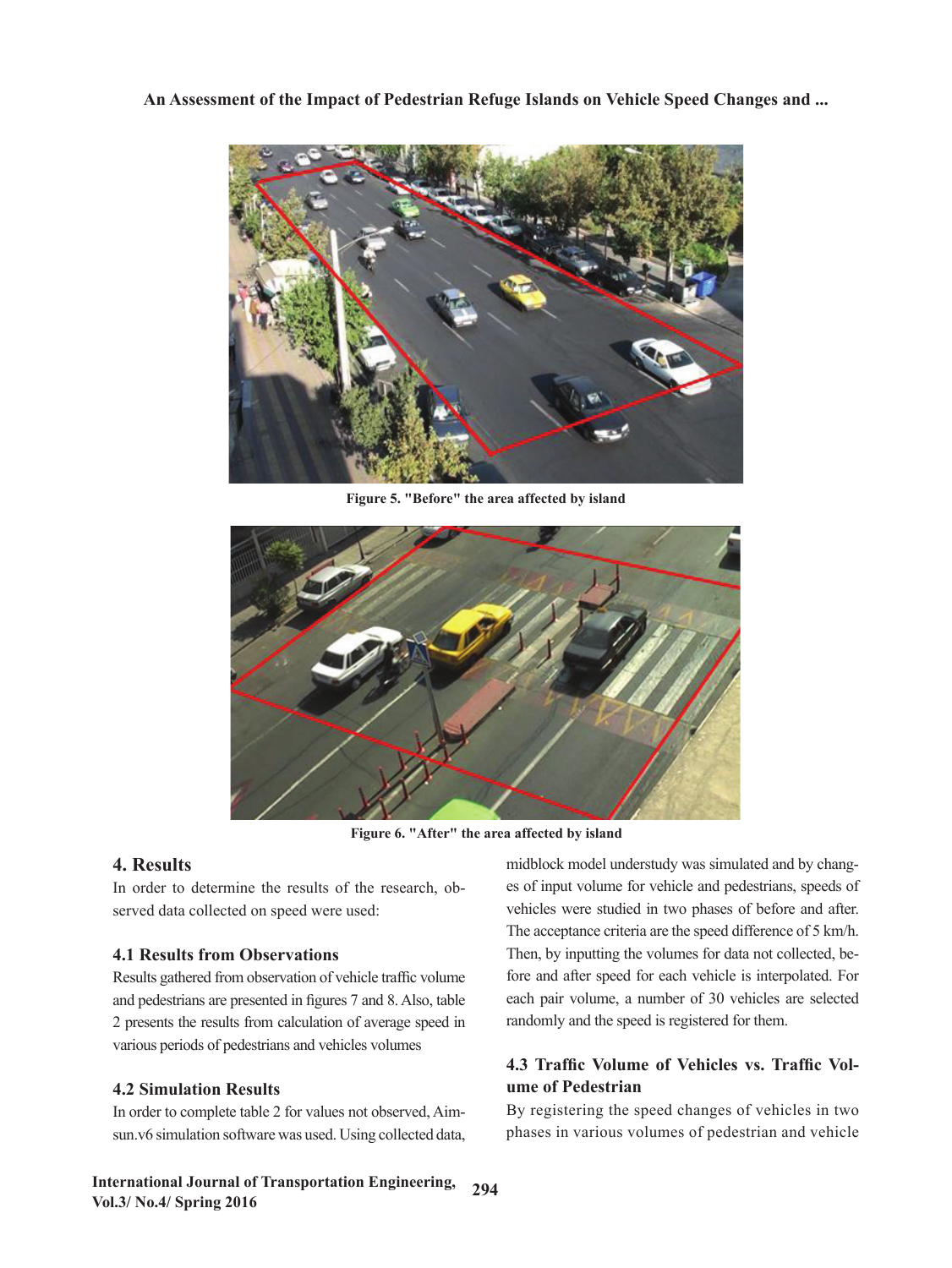Figure 5. "Before" the area affected by island

Figure 6. "After" the area affected by island

## 4. Results

In order to determine the results of the research, observed data collected on speed were used:

### 4.1 Results from Observations

Results gathered from observation of vehicle traffic volume and pedestrians are presented in figures 7 and 8. Also, table 2 presents the results from calculation of average speed in various periods of pedestrians and vehicles volumes

### 4.2 Simulation Results

In order to complete table 2 for values not observed, Aimsun.v6 simulation software was used. Using collected data, midblock model understudy was simulated and by changes of input volume for vehicle and pedestrians, speeds of vehicles were studied in two phases of before and after. The acceptance criteria are the speed difference of 5 km/h. Then, by inputting the volumes for data not collected, before and after speed for each vehicle is interpolated. For each pair volume, a number of 30 vehicles are selected randomly and the speed is registered for them.

### 4.3 Traffic Volume of Vehicles vs. Traffic Volume of Pedestrian

By registering the speed changes of vehicles in two phases in various volumes of pedestrian and vehicle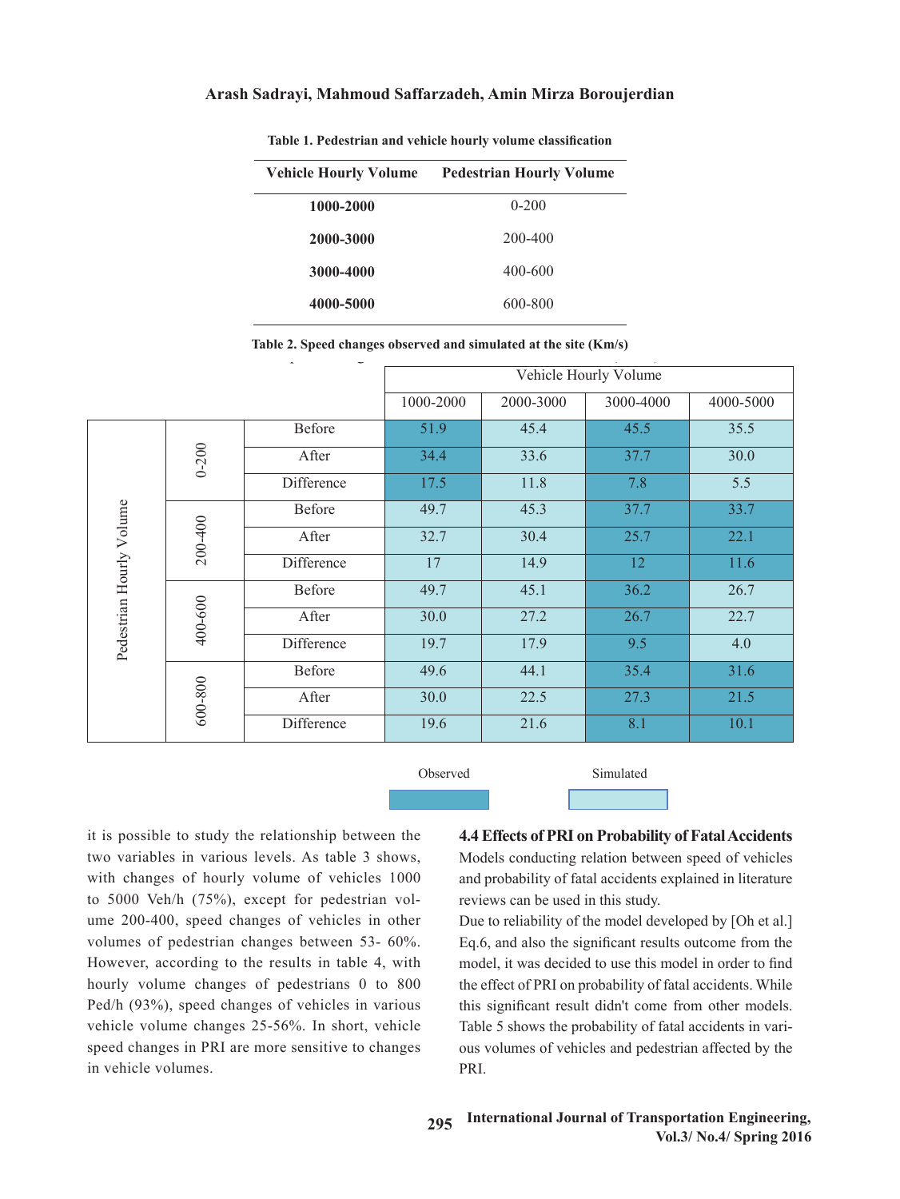**Table 1. Pedestrian and vehicle hourly volume classification**

| Vehicle Hourly Volume | Pedestrian Hourly Volume |
|---|---|
| **1000-2000** | 0-200 |
| **2000-3000** | 200-400 |
| **3000-4000** | 400-600 |
| **4000-5000** | 600-800 |

**Table 2. Speed changes observed and simulated at the site (Km/s)**

| Pedestrian Hourly Volume | | | Vehicle Hourly Volume | | | |
|---|---|---|---|---|---|---|
| | | | 1000-2000 | 2000-3000 | 3000-4000 | 4000-5000 |
| 0-200 | | Before | 51.9 | 45.4 | 45.5 | 35.5 |
| | | After | 34.4 | 33.6 | 37.7 | 30.0 |
| | | Difference | 17.5 | 11.8 | 7.8 | 5.5 |
| 200-400 | | Before | 49.7 | 45.3 | 37.7 | 33.7 |
| | | After | 32.7 | 30.4 | 25.7 | 22.1 |
| | | Difference | 17 | 14.9 | 12 | 11.6 |
| 400-600 | | Before | 49.7 | 45.1 | 36.2 | 26.7 |
| | | After | 30.0 | 27.2 | 26.7 | 22.7 |
| | | Difference | 19.7 | 17.9 | 9.5 | 4.0 |
| 600-800 | | Before | 49.6 | 44.1 | 35.4 | 31.6 |
| | | After | 30.0 | 22.5 | 27.3 | 21.5 |
| | | Difference | 19.6 | 21.6 | 8.1 | 10.1 |

Observed (dark shading): 0-200 row group at 1000-2000 and 3000-4000; 200-400, 400-600 and 600-800 at 3000-4000; 200-400 and 600-800 at 4000-5000. Simulated (light shading): all other cells.

it is possible to study the relationship between the two variables in various levels. As table 3 shows, with changes of hourly volume of vehicles 1000 to 5000 Veh/h (75%), except for pedestrian volume 200-400, speed changes of vehicles in other volumes of pedestrian changes between 53- 60%. However, according to the results in table 4, with hourly volume changes of pedestrians 0 to 800 Ped/h (93%), speed changes of vehicles in various vehicle volume changes 25-56%. In short, vehicle speed changes in PRI are more sensitive to changes in vehicle volumes.

### 4.4 Effects of PRI on Probability of Fatal Accidents

Models conducting relation between speed of vehicles and probability of fatal accidents explained in literature reviews can be used in this study.

Due to reliability of the model developed by [Oh et al.] Eq.6, and also the significant results outcome from the model, it was decided to use this model in order to find the effect of PRI on probability of fatal accidents. While this significant result didn't come from other models. Table 5 shows the probability of fatal accidents in various volumes of vehicles and pedestrian affected by the PRI.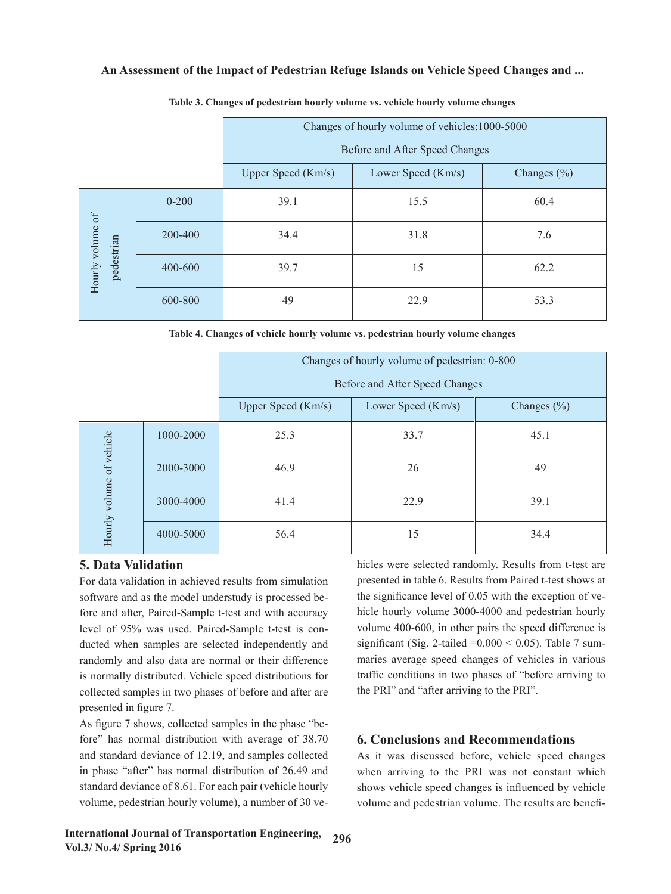**Table 3. Changes of pedestrian hourly volume vs. vehicle hourly volume changes**

| | | Changes of hourly volume of vehicles:1000-5000 | | |
|---|---|---|---|---|
| | | Before and After Speed Changes | | |
| | | Upper Speed (Km/s) | Lower Speed (Km/s) | Changes (%) |
| Hourly volume of pedestrian | 0-200 | 39.1 | 15.5 | 60.4 |
| | 200-400 | 34.4 | 31.8 | 7.6 |
| | 400-600 | 39.7 | 15 | 62.2 |
| | 600-800 | 49 | 22.9 | 53.3 |

**Table 4. Changes of vehicle hourly volume vs. pedestrian hourly volume changes**

| | | Changes of hourly volume of pedestrian: 0-800 | | |
|---|---|---|---|---|
| | | Before and After Speed Changes | | |
| | | Upper Speed (Km/s) | Lower Speed (Km/s) | Changes (%) |
| Hourly volume of vehicle | 1000-2000 | 25.3 | 33.7 | 45.1 |
| | 2000-3000 | 46.9 | 26 | 49 |
| | 3000-4000 | 41.4 | 22.9 | 39.1 |
| | 4000-5000 | 56.4 | 15 | 34.4 |

## 5. Data Validation

For data validation in achieved results from simulation software and as the model understudy is processed before and after, Paired-Sample t-test and with accuracy level of 95% was used. Paired-Sample t-test is conducted when samples are selected independently and randomly and also data are normal or their difference is normally distributed. Vehicle speed distributions for collected samples in two phases of before and after are presented in figure 7.

As figure 7 shows, collected samples in the phase "before" has normal distribution with average of 38.70 and standard deviance of 12.19, and samples collected in phase "after" has normal distribution of 26.49 and standard deviance of 8.61. For each pair (vehicle hourly volume, pedestrian hourly volume), a number of 30 vehicles were selected randomly. Results from t-test are presented in table 6. Results from Paired t-test shows at the significance level of 0.05 with the exception of vehicle hourly volume 3000-4000 and pedestrian hourly volume 400-600, in other pairs the speed difference is significant (Sig. 2-tailed =0.000 < 0.05). Table 7 summaries average speed changes of vehicles in various traffic conditions in two phases of "before arriving to the PRI" and "after arriving to the PRI".

## 6. Conclusions and Recommendations

As it was discussed before, vehicle speed changes when arriving to the PRI was not constant which shows vehicle speed changes is influenced by vehicle volume and pedestrian volume. The results are benefi-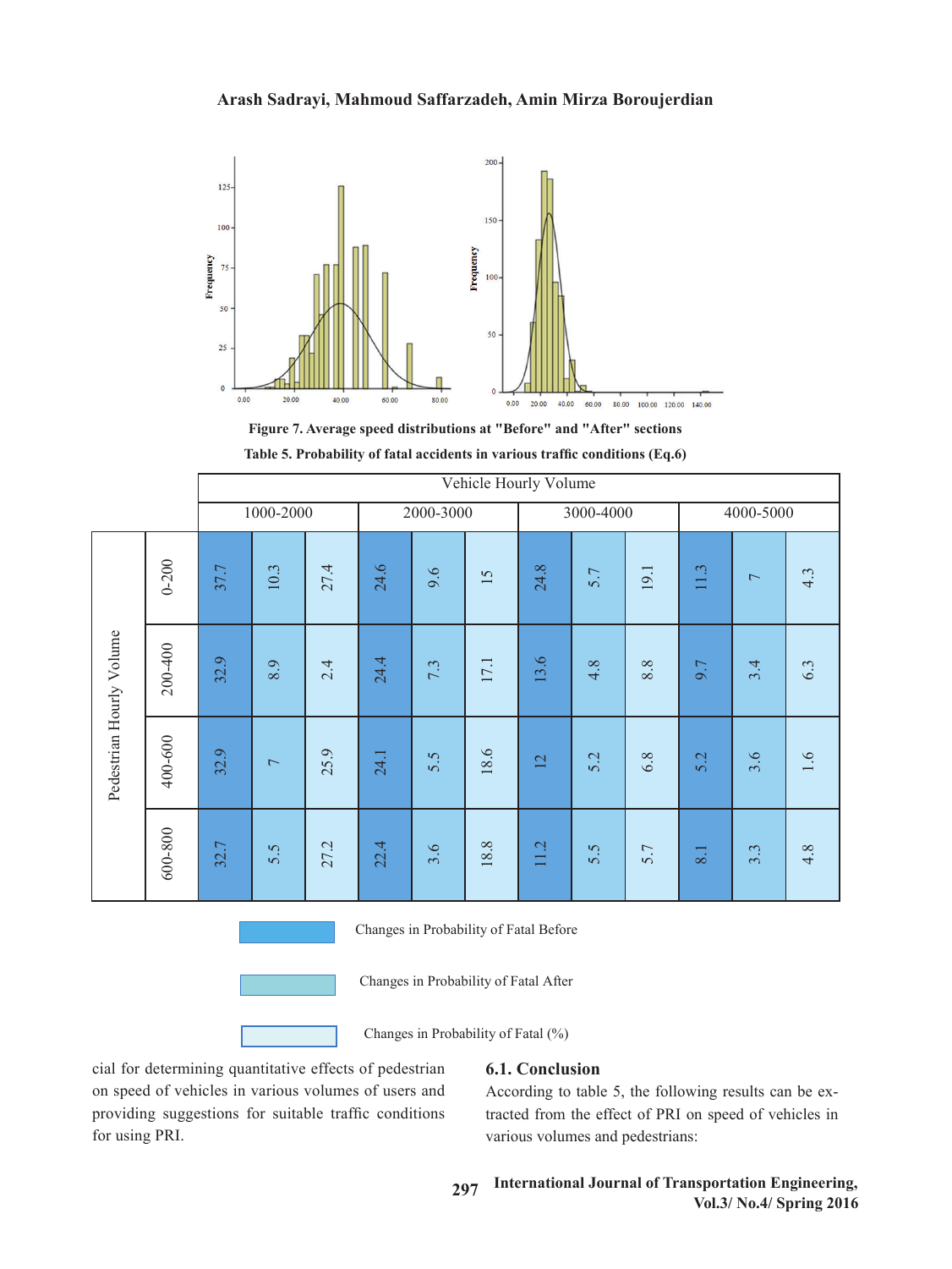Figure 7. Average speed distributions at "Before" and "After" sections

Table 5. Probability of fatal accidents in various traffic conditions (Eq.6)

| Pedestrian Hourly Volume | Vehicle Hourly Volume 1000-2000 | | | 2000-3000 | | | 3000-4000 | | | 4000-5000 | | |
|---|---|---|---|---|---|---|---|---|---|---|---|---|
| | Before | After | Changes (%) | Before | After | Changes (%) | Before | After | Changes (%) | Before | After | Changes (%) |
| 0-200 | 37.7 | 10.3 | 27.4 | 24.6 | 9.6 | 15 | 24.8 | 5.7 | 19.1 | 11.3 | 7 | 4.3 |
| 200-400 | 32.9 | 8.9 | 2.4 | 24.4 | 7.3 | 17.1 | 13.6 | 4.8 | 8.8 | 9.7 | 3.4 | 6.3 |
| 400-600 | 32.9 | 7 | 25.9 | 24.1 | 5.5 | 18.6 | 12 | 5.2 | 6.8 | 5.2 | 3.6 | 1.6 |
| 600-800 | 32.7 | 5.5 | 27.2 | 22.4 | 3.6 | 18.8 | 11.2 | 5.5 | 5.7 | 8.1 | 3.3 | 4.8 |

Changes in Probability of Fatal Before

Changes in Probability of Fatal After

Changes in Probability of Fatal (%)

cial for determining quantitative effects of pedestrian on speed of vehicles in various volumes of users and providing suggestions for suitable traffic conditions for using PRI.

### 6.1. Conclusion

According to table 5, the following results can be extracted from the effect of PRI on speed of vehicles in various volumes and pedestrians: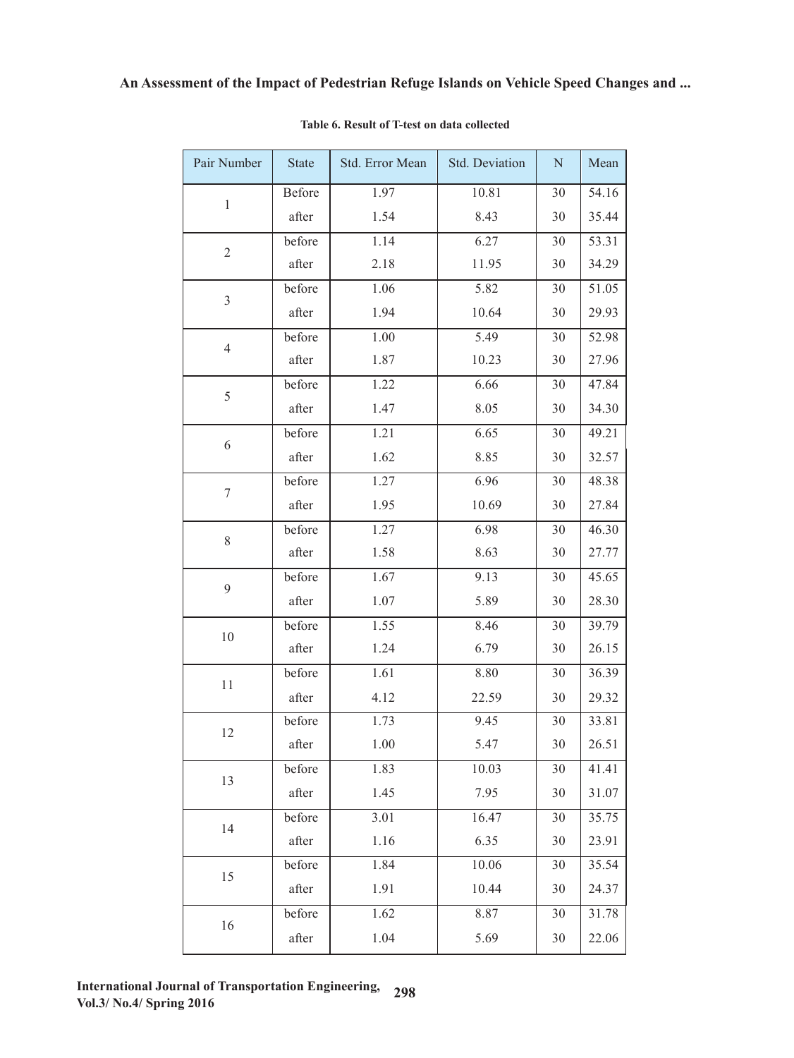**Table 6. Result of T-test on data collected**

| Pair Number | State | Std. Error Mean | Std. Deviation | N | Mean |
|---|---|---|---|---|---|
| 1 | Before | 1.97 | 10.81 | 30 | 54.16 |
| | after | 1.54 | 8.43 | 30 | 35.44 |
| 2 | before | 1.14 | 6.27 | 30 | 53.31 |
| | after | 2.18 | 11.95 | 30 | 34.29 |
| 3 | before | 1.06 | 5.82 | 30 | 51.05 |
| | after | 1.94 | 10.64 | 30 | 29.93 |
| 4 | before | 1.00 | 5.49 | 30 | 52.98 |
| | after | 1.87 | 10.23 | 30 | 27.96 |
| 5 | before | 1.22 | 6.66 | 30 | 47.84 |
| | after | 1.47 | 8.05 | 30 | 34.30 |
| 6 | before | 1.21 | 6.65 | 30 | 49.21 |
| | after | 1.62 | 8.85 | 30 | 32.57 |
| 7 | before | 1.27 | 6.96 | 30 | 48.38 |
| | after | 1.95 | 10.69 | 30 | 27.84 |
| 8 | before | 1.27 | 6.98 | 30 | 46.30 |
| | after | 1.58 | 8.63 | 30 | 27.77 |
| 9 | before | 1.67 | 9.13 | 30 | 45.65 |
| | after | 1.07 | 5.89 | 30 | 28.30 |
| 10 | before | 1.55 | 8.46 | 30 | 39.79 |
| | after | 1.24 | 6.79 | 30 | 26.15 |
| 11 | before | 1.61 | 8.80 | 30 | 36.39 |
| | after | 4.12 | 22.59 | 30 | 29.32 |
| 12 | before | 1.73 | 9.45 | 30 | 33.81 |
| | after | 1.00 | 5.47 | 30 | 26.51 |
| 13 | before | 1.83 | 10.03 | 30 | 41.41 |
| | after | 1.45 | 7.95 | 30 | 31.07 |
| 14 | before | 3.01 | 16.47 | 30 | 35.75 |
| | after | 1.16 | 6.35 | 30 | 23.91 |
| 15 | before | 1.84 | 10.06 | 30 | 35.54 |
| | after | 1.91 | 10.44 | 30 | 24.37 |
| 16 | before | 1.62 | 8.87 | 30 | 31.78 |
| | after | 1.04 | 5.69 | 30 | 22.06 |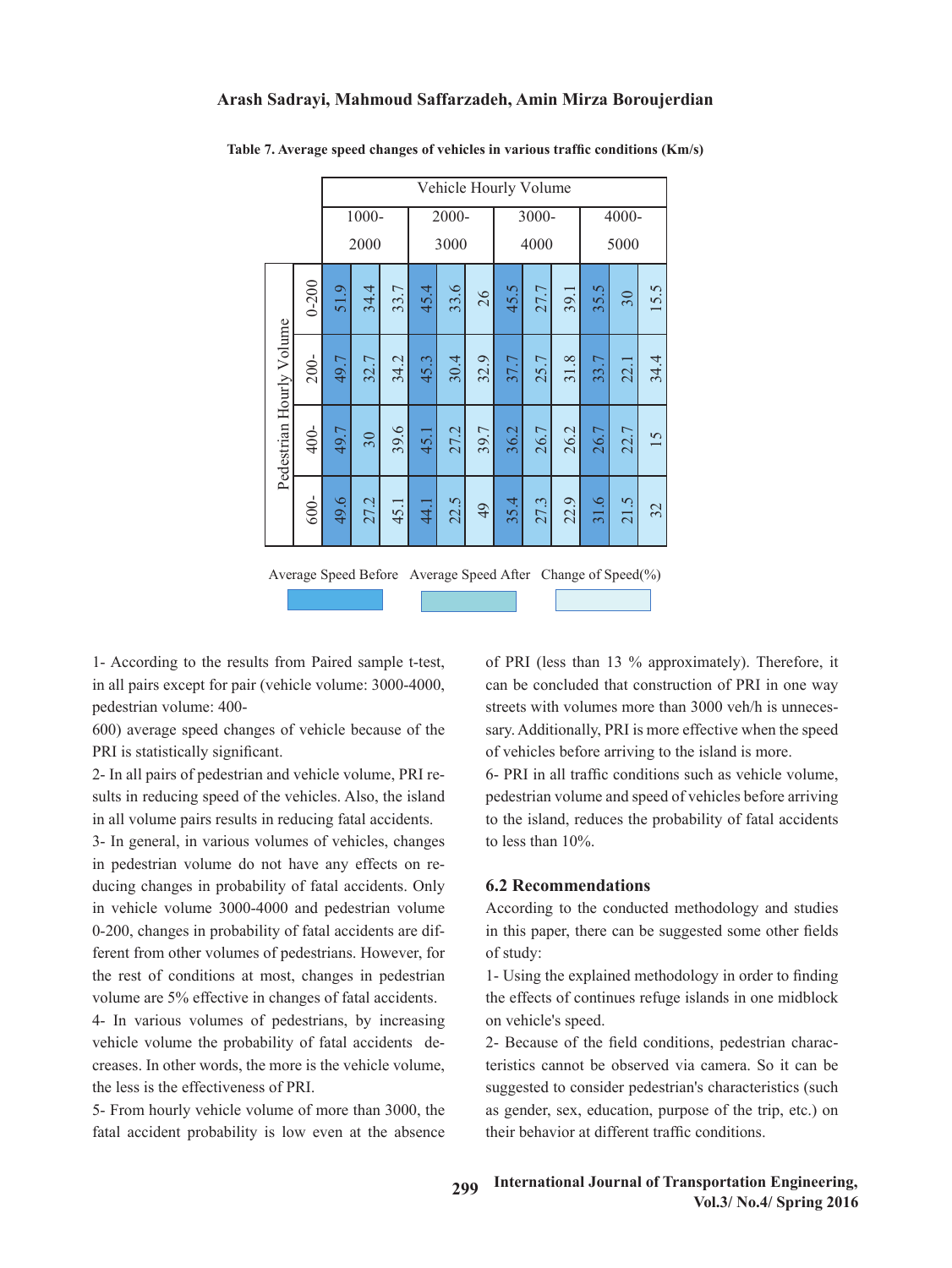Table 7. Average speed changes of vehicles in various traffic conditions (Km/s)

| Pedestrian Hourly Volume | Vehicle Hourly Volume 1000-2000 | | | 2000-3000 | | | 3000-4000 | | | 4000-5000 | | |
|---|---|---|---|---|---|---|---|---|---|---|---|---|
| | Average Speed Before | Average Speed After | Change of Speed(%) | Average Speed Before | Average Speed After | Change of Speed(%) | Average Speed Before | Average Speed After | Change of Speed(%) | Average Speed Before | Average Speed After | Change of Speed(%) |
| 0-200 | 51.9 | 34.4 | 33.7 | 45.4 | 33.6 | 26 | 45.5 | 27.7 | 39.1 | 35.5 | 30 | 15.5 |
| 200- | 49.7 | 32.7 | 34.2 | 45.3 | 30.4 | 32.9 | 37.7 | 25.7 | 31.8 | 33.7 | 22.1 | 34.4 |
| 400- | 49.7 | 30 | 39.6 | 45.1 | 27.2 | 39.7 | 36.2 | 26.7 | 26.2 | 26.7 | 22.7 | 15 |
| 600- | 49.6 | 27.2 | 45.1 | 44.1 | 22.5 | 49 | 35.4 | 27.3 | 22.9 | 31.6 | 21.5 | 32 |

1- According to the results from Paired sample t-test, in all pairs except for pair (vehicle volume: 3000-4000, pedestrian volume: 400-600) average speed changes of vehicle because of the PRI is statistically significant.

2- In all pairs of pedestrian and vehicle volume, PRI results in reducing speed of the vehicles. Also, the island in all volume pairs results in reducing fatal accidents.

3- In general, in various volumes of vehicles, changes in pedestrian volume do not have any effects on reducing changes in probability of fatal accidents. Only in vehicle volume 3000-4000 and pedestrian volume 0-200, changes in probability of fatal accidents are different from other volumes of pedestrians. However, for the rest of conditions at most, changes in pedestrian volume are 5% effective in changes of fatal accidents.

4- In various volumes of pedestrians, by increasing vehicle volume the probability of fatal accidents decreases. In other words, the more is the vehicle volume, the less is the effectiveness of PRI.

5- From hourly vehicle volume of more than 3000, the fatal accident probability is low even at the absence of PRI (less than 13 % approximately). Therefore, it can be concluded that construction of PRI in one way streets with volumes more than 3000 veh/h is unnecessary. Additionally, PRI is more effective when the speed of vehicles before arriving to the island is more.

6- PRI in all traffic conditions such as vehicle volume, pedestrian volume and speed of vehicles before arriving to the island, reduces the probability of fatal accidents to less than 10%.

### 6.2 Recommendations

According to the conducted methodology and studies in this paper, there can be suggested some other fields of study:

1- Using the explained methodology in order to finding the effects of continues refuge islands in one midblock on vehicle's speed.

2- Because of the field conditions, pedestrian characteristics cannot be observed via camera. So it can be suggested to consider pedestrian's characteristics (such as gender, sex, education, purpose of the trip, etc.) on their behavior at different traffic conditions.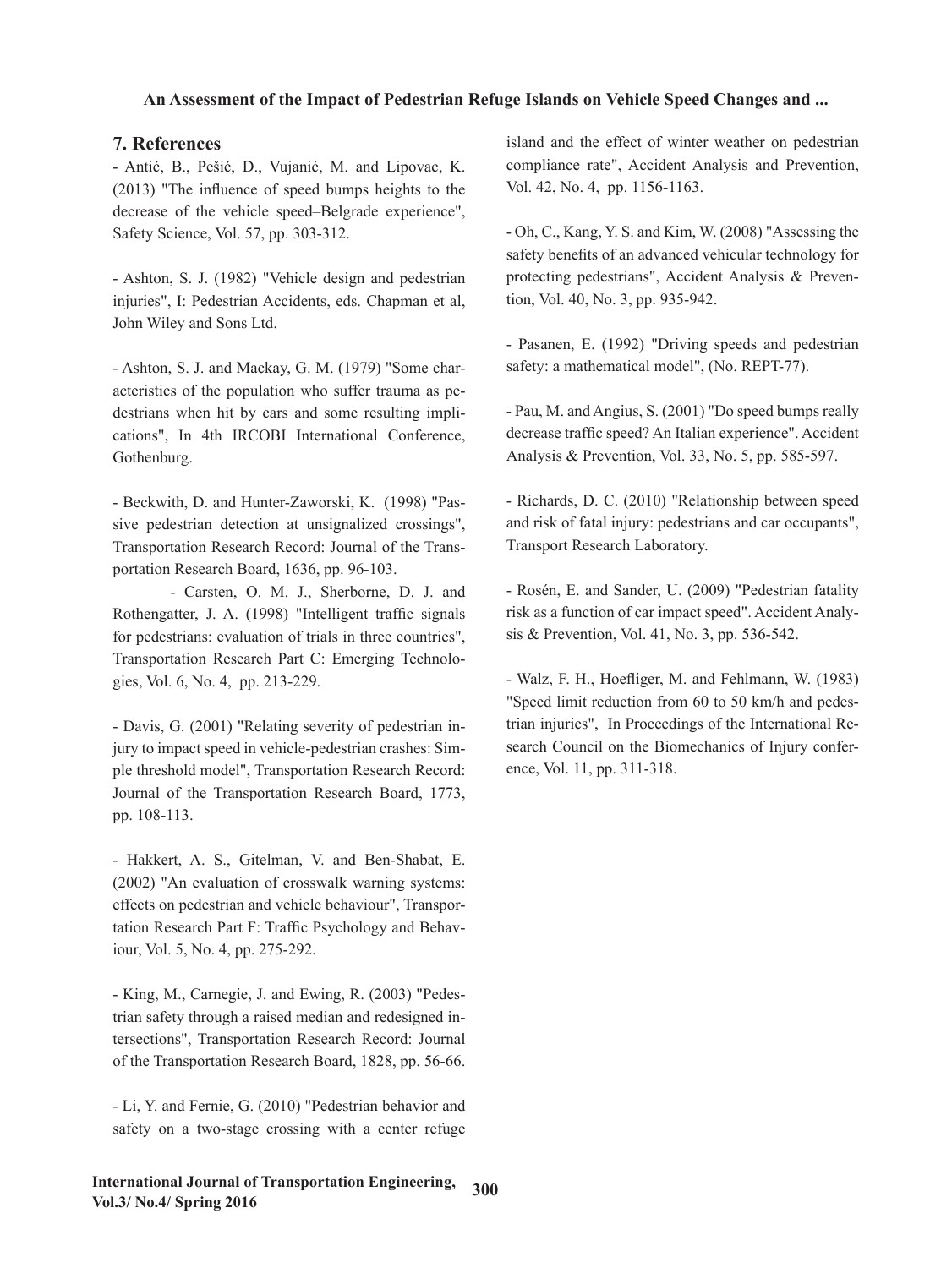## 7. References

- Antić, B., Pešić, D., Vujanić, M. and Lipovac, K. (2013) "The influence of speed bumps heights to the decrease of the vehicle speed–Belgrade experience", Safety Science, Vol. 57, pp. 303-312.

- Ashton, S. J. (1982) "Vehicle design and pedestrian injuries", I: Pedestrian Accidents, eds. Chapman et al, John Wiley and Sons Ltd.

- Ashton, S. J. and Mackay, G. M. (1979) "Some characteristics of the population who suffer trauma as pedestrians when hit by cars and some resulting implications", In 4th IRCOBI International Conference, Gothenburg.

- Beckwith, D. and Hunter-Zaworski, K. (1998) "Passive pedestrian detection at unsignalized crossings", Transportation Research Record: Journal of the Transportation Research Board, 1636, pp. 96-103.

- Carsten, O. M. J., Sherborne, D. J. and Rothengatter, J. A. (1998) "Intelligent traffic signals for pedestrians: evaluation of trials in three countries", Transportation Research Part C: Emerging Technologies, Vol. 6, No. 4, pp. 213-229.

- Davis, G. (2001) "Relating severity of pedestrian injury to impact speed in vehicle-pedestrian crashes: Simple threshold model", Transportation Research Record: Journal of the Transportation Research Board, 1773, pp. 108-113.

- Hakkert, A. S., Gitelman, V. and Ben-Shabat, E. (2002) "An evaluation of crosswalk warning systems: effects on pedestrian and vehicle behaviour", Transportation Research Part F: Traffic Psychology and Behaviour, Vol. 5, No. 4, pp. 275-292.

- King, M., Carnegie, J. and Ewing, R. (2003) "Pedestrian safety through a raised median and redesigned intersections", Transportation Research Record: Journal of the Transportation Research Board, 1828, pp. 56-66.

- Li, Y. and Fernie, G. (2010) "Pedestrian behavior and safety on a two-stage crossing with a center refuge island and the effect of winter weather on pedestrian compliance rate", Accident Analysis and Prevention, Vol. 42, No. 4, pp. 1156-1163.

- Oh, C., Kang, Y. S. and Kim, W. (2008) "Assessing the safety benefits of an advanced vehicular technology for protecting pedestrians", Accident Analysis & Prevention, Vol. 40, No. 3, pp. 935-942.

- Pasanen, E. (1992) "Driving speeds and pedestrian safety: a mathematical model", (No. REPT-77).

- Pau, M. and Angius, S. (2001) "Do speed bumps really decrease traffic speed? An Italian experience". Accident Analysis & Prevention, Vol. 33, No. 5, pp. 585-597.

- Richards, D. C. (2010) "Relationship between speed and risk of fatal injury: pedestrians and car occupants", Transport Research Laboratory.

- Rosén, E. and Sander, U. (2009) "Pedestrian fatality risk as a function of car impact speed". Accident Analysis & Prevention, Vol. 41, No. 3, pp. 536-542.

- Walz, F. H., Hoefliger, M. and Fehlmann, W. (1983) "Speed limit reduction from 60 to 50 km/h and pedestrian injuries", In Proceedings of the International Research Council on the Biomechanics of Injury conference, Vol. 11, pp. 311-318.